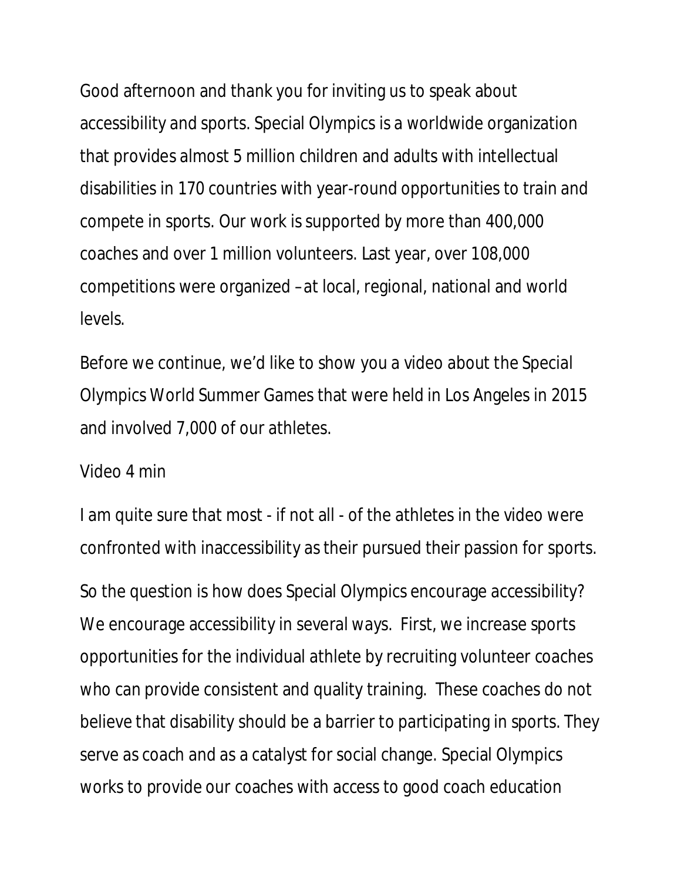Good afternoon and thank you for inviting us to speak about accessibility and sports. Special Olympics is a worldwide organization that provides almost 5 million children and adults with intellectual disabilities in 170 countries with year-round opportunities to train and compete in sports. Our work is supported by more than 400,000 coaches and over 1 million volunteers. Last year, over 108,000 competitions were organized –at local, regional, national and world levels.

Before we continue, we'd like to show you a video about the Special Olympics World Summer Games that were held in Los Angeles in 2015 and involved 7,000 of our athletes.

Video 4 min

I am quite sure that most - if not all - of the athletes in the video were confronted with inaccessibility as their pursued their passion for sports.

So the question is how does Special Olympics encourage accessibility? We encourage accessibility in several ways. First, we increase sports opportunities for the individual athlete by recruiting volunteer coaches who can provide consistent and quality training. These coaches do not believe that disability should be a barrier to participating in sports. They serve as coach and as a catalyst for social change. Special Olympics works to provide our coaches with access to good coach education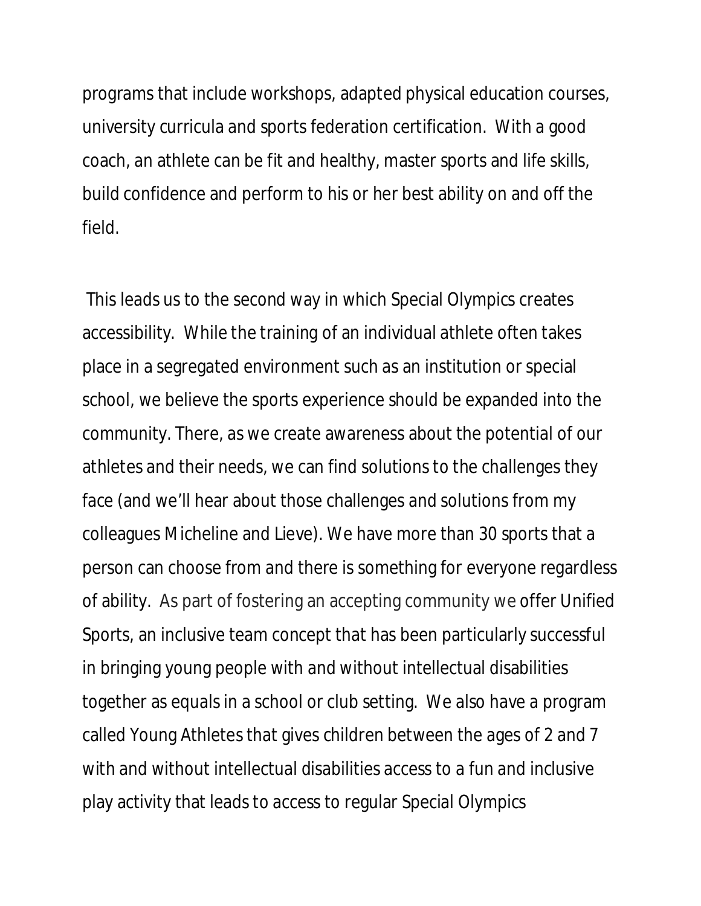programs that include workshops, adapted physical education courses, university curricula and sports federation certification. With a good coach, an athlete can be fit and healthy, master sports and life skills, build confidence and perform to his or her best ability on and off the field.

This leads us to the second way in which Special Olympics creates accessibility. While the training of an individual athlete often takes place in a segregated environment such as an institution or special school, we believe the sports experience should be expanded into the community. There, as we create awareness about the potential of our athletes and their needs, we can find solutions to the challenges they face (and we'll hear about those challenges and solutions from my colleagues Micheline and Lieve). We have more than 30 sports that a person can choose from and there is something for everyone regardless of ability. As part of fostering an accepting community we offer Unified Sports, an inclusive team concept that has been particularly successful in bringing young people with and without intellectual disabilities together as equals in a school or club setting. We also have a program called Young Athletes that gives children between the ages of 2 and 7 with and without intellectual disabilities access to a fun and inclusive play activity that leads to access to regular Special Olympics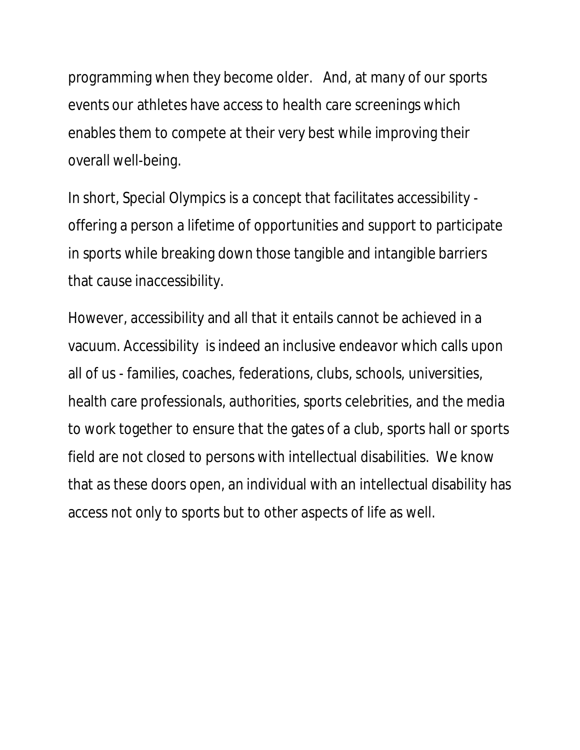programming when they become older. And, at many of our sports events our athletes have access to health care screenings which enables them to compete at their very best while improving their overall well-being.

In short, Special Olympics is a concept that facilitates accessibility - offering a person a lifetime of opportunities and support to participate in sports while breaking down those tangible and intangible barriers that cause inaccessibility.

However, accessibility and all that it entails cannot be achieved in a vacuum. Accessibility is indeed an inclusive endeavor which calls upon all of us - families, coaches, federations, clubs, schools, universities, health care professionals, authorities, sports celebrities, and the media to work together to ensure that the gates of a club, sports hall or sports field are not closed to persons with intellectual disabilities. We know that as these doors open, an individual with an intellectual disability has access not only to sports but to other aspects of life as well.